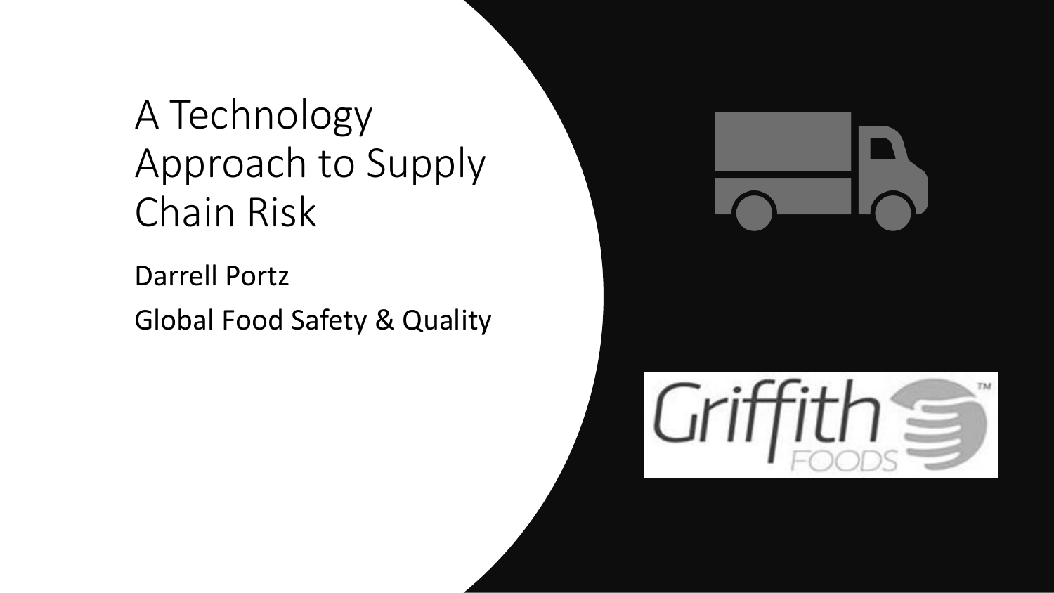# A Technology Approach to Supply Chain Risk

Darrell Portz

Global Food Safety & Quality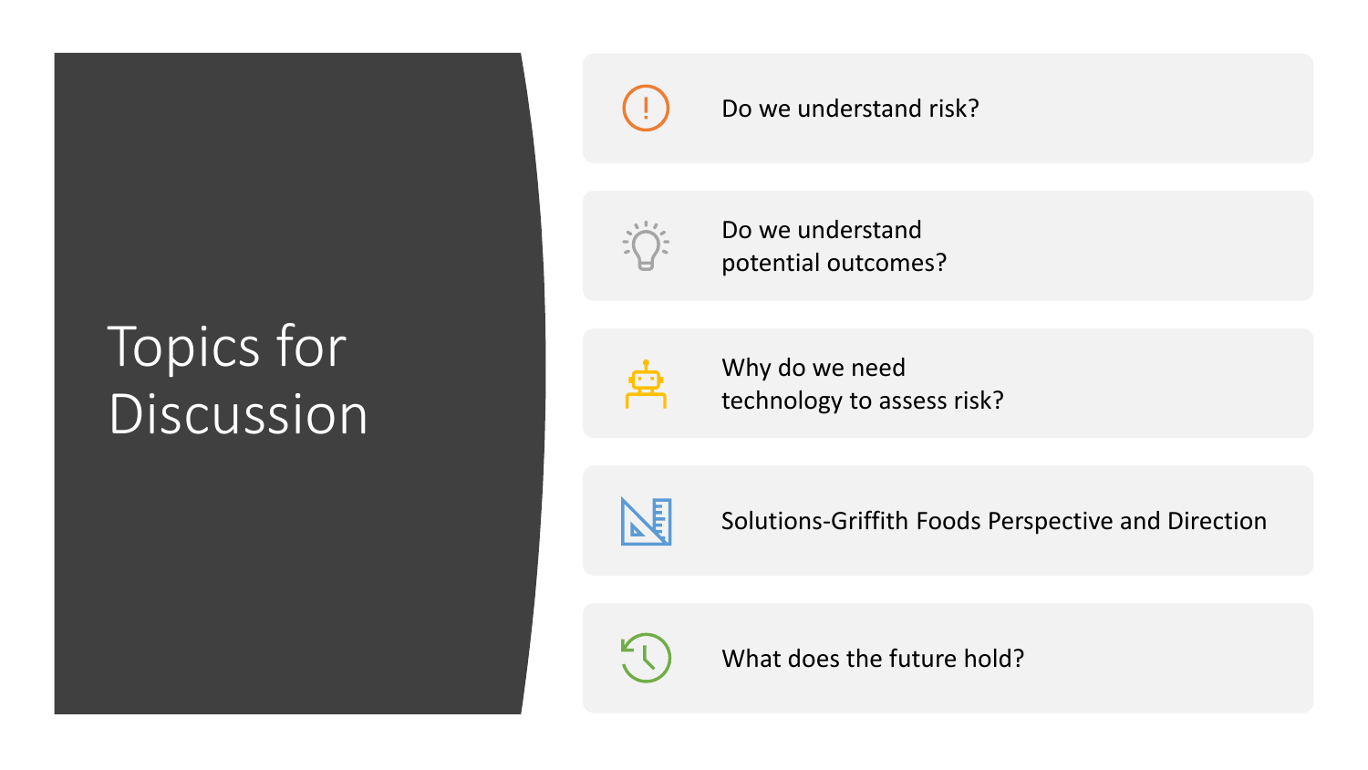# Topics for Discussion

- Do we understand risk?
- Do we understand potential outcomes?
- Why do we need technology to assess risk?
- Solutions-Griffith Foods Perspective and Direction
- What does the future hold?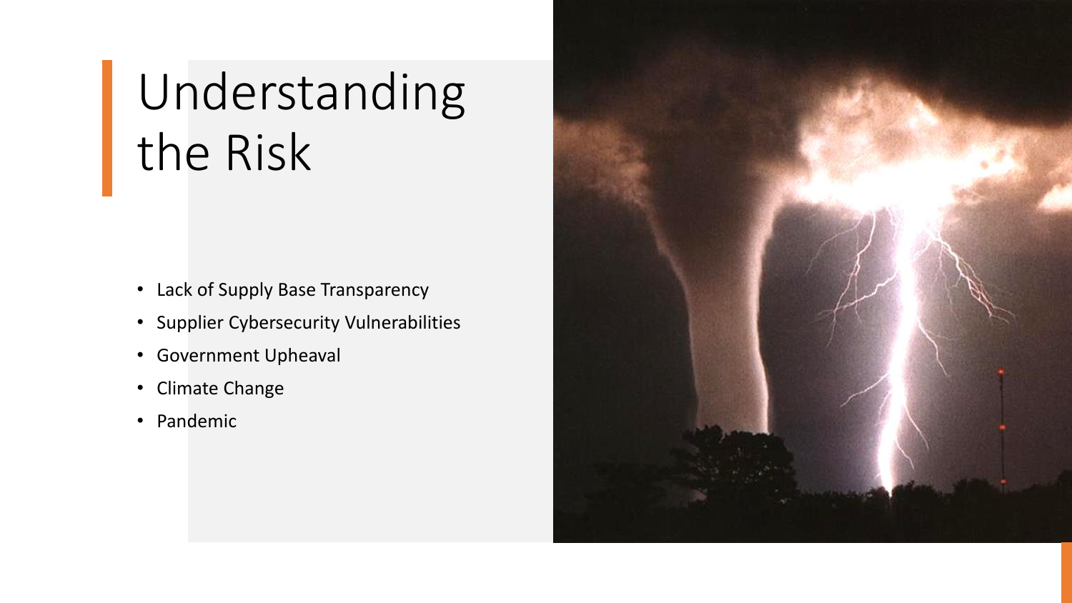# Understanding the Risk

- Lack of Supply Base Transparency
- Supplier Cybersecurity Vulnerabilities
- Government Upheaval
- Climate Change
- Pandemic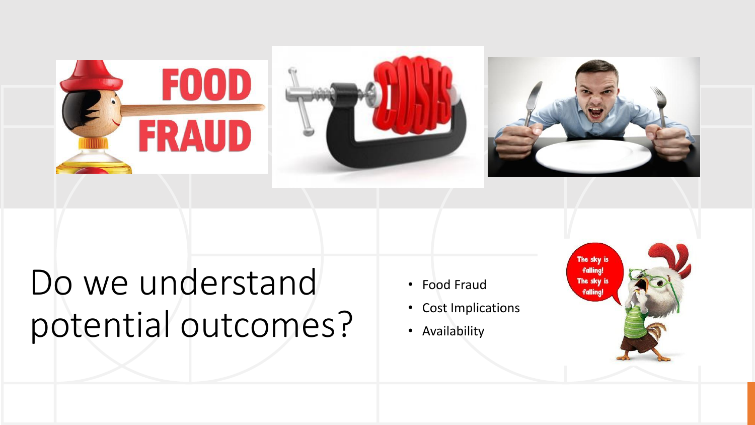# Do we understand potential outcomes?

- Food Fraud
- Cost Implications
- Availability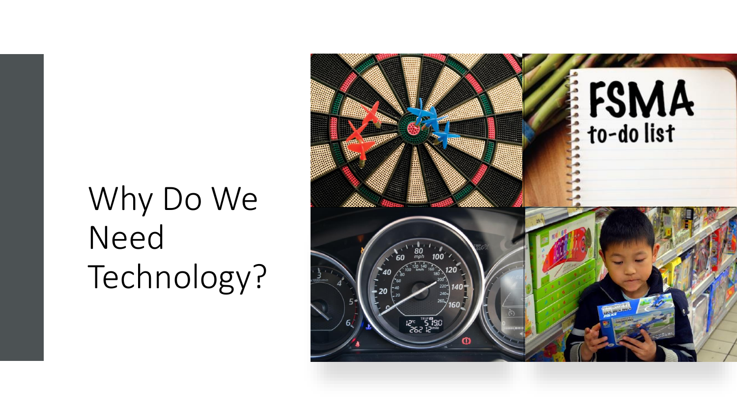# Why Do We Need Technology?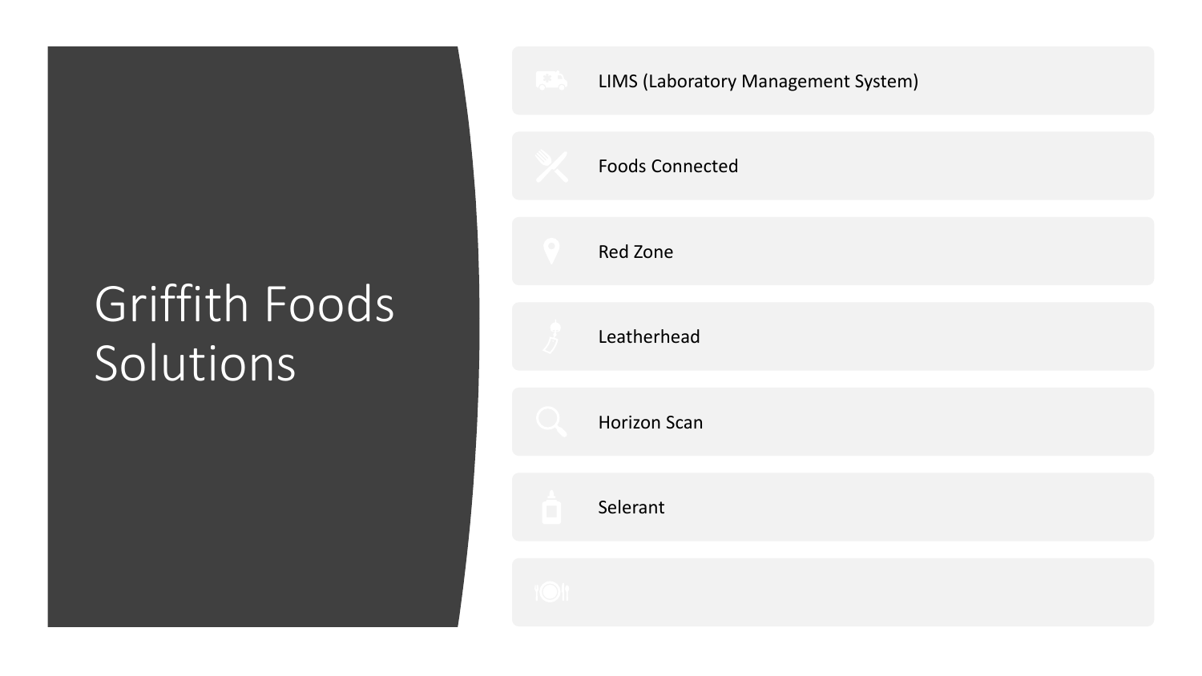# Griffith Foods Solutions

- LIMS (Laboratory Management System)
- Foods Connected
- Red Zone
- Leatherhead
- Horizon Scan
- Selerant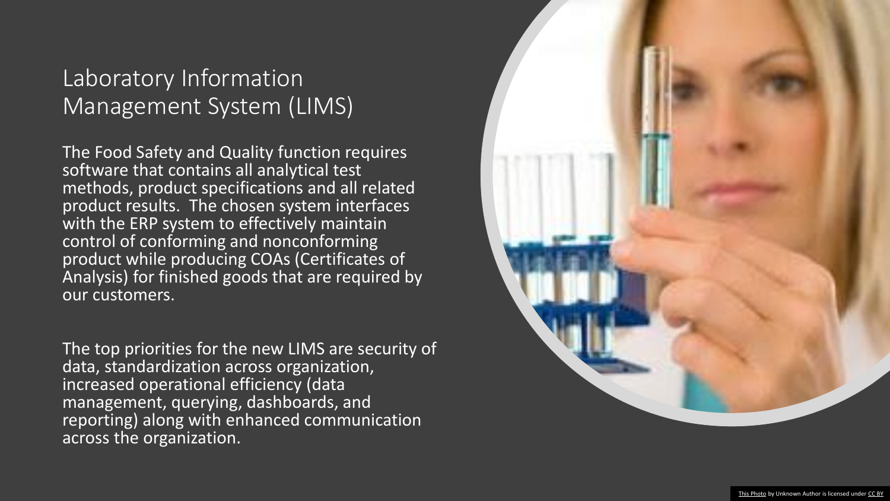# Laboratory Information Management System (LIMS)

The Food Safety and Quality function requires software that contains all analytical test methods, product specifications and all related product results. The chosen system interfaces with the ERP system to effectively maintain control of conforming and nonconforming product while producing COAs (Certificates of Analysis) for finished goods that are required by our customers.

The top priorities for the new LIMS are security of data, standardization across organization, increased operational efficiency (data management, querying, dashboards, and reporting) along with enhanced communication across the organization.

This Photo by Unknown Author is licensed under CC BY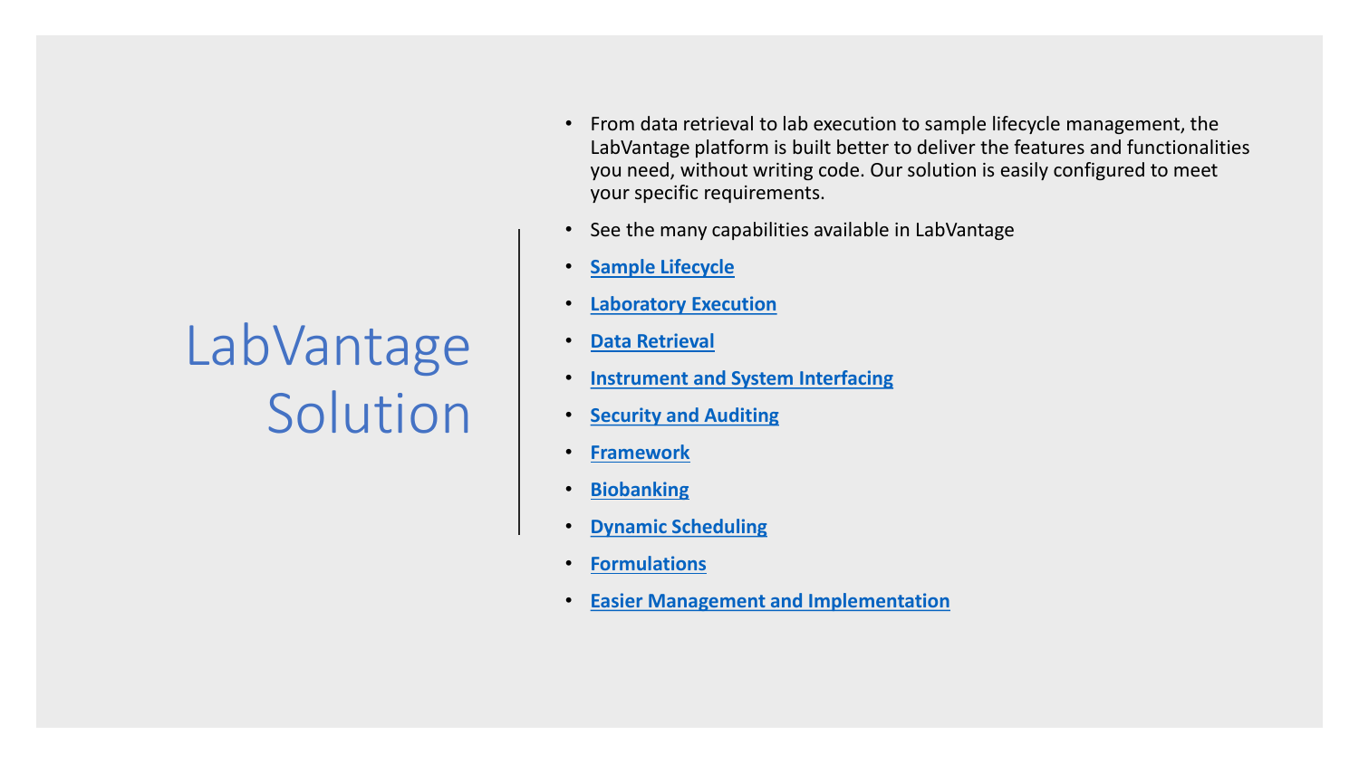# LabVantage Solution

- From data retrieval to lab execution to sample lifecycle management, the LabVantage platform is built better to deliver the features and functionalities you need, without writing code. Our solution is easily configured to meet your specific requirements.
- See the many capabilities available in LabVantage
- **Sample Lifecycle**
- **Laboratory Execution**
- **Data Retrieval**
- **Instrument and System Interfacing**
- **Security and Auditing**
- **Framework**
- **Biobanking**
- **Dynamic Scheduling**
- **Formulations**
- **Easier Management and Implementation**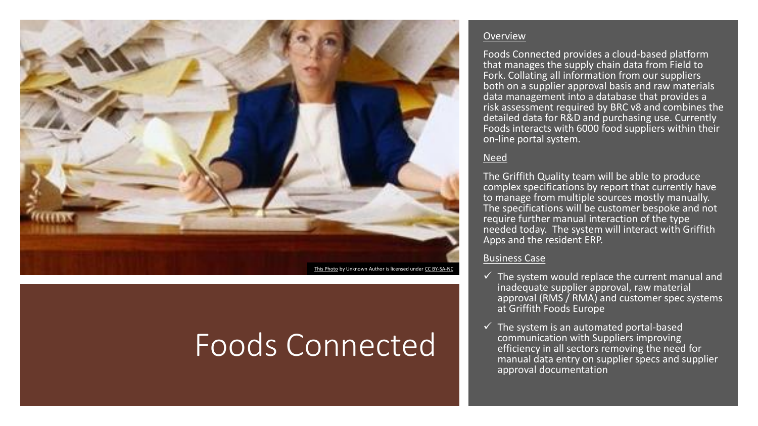This Photo by Unknown Author is licensed under CC BY-SA-NC

# Foods Connected

## Overview

Foods Connected provides a cloud-based platform that manages the supply chain data from Field to Fork. Collating all information from our suppliers both on a supplier approval basis and raw materials data management into a database that provides a risk assessment required by BRC v8 and combines the detailed data for R&D and purchasing use. Currently Foods interacts with 6000 food suppliers within their on-line portal system.

## Need

The Griffith Quality team will be able to produce complex specifications by report that currently have to manage from multiple sources mostly manually. The specifications will be customer bespoke and not require further manual interaction of the type needed today. The system will interact with Griffith Apps and the resident ERP.

## Business Case

- ✓ The system would replace the current manual and inadequate supplier approval, raw material approval (RMS / RMA) and customer spec systems at Griffith Foods Europe
- ✓ The system is an automated portal-based communication with Suppliers improving efficiency in all sectors removing the need for manual data entry on supplier specs and supplier approval documentation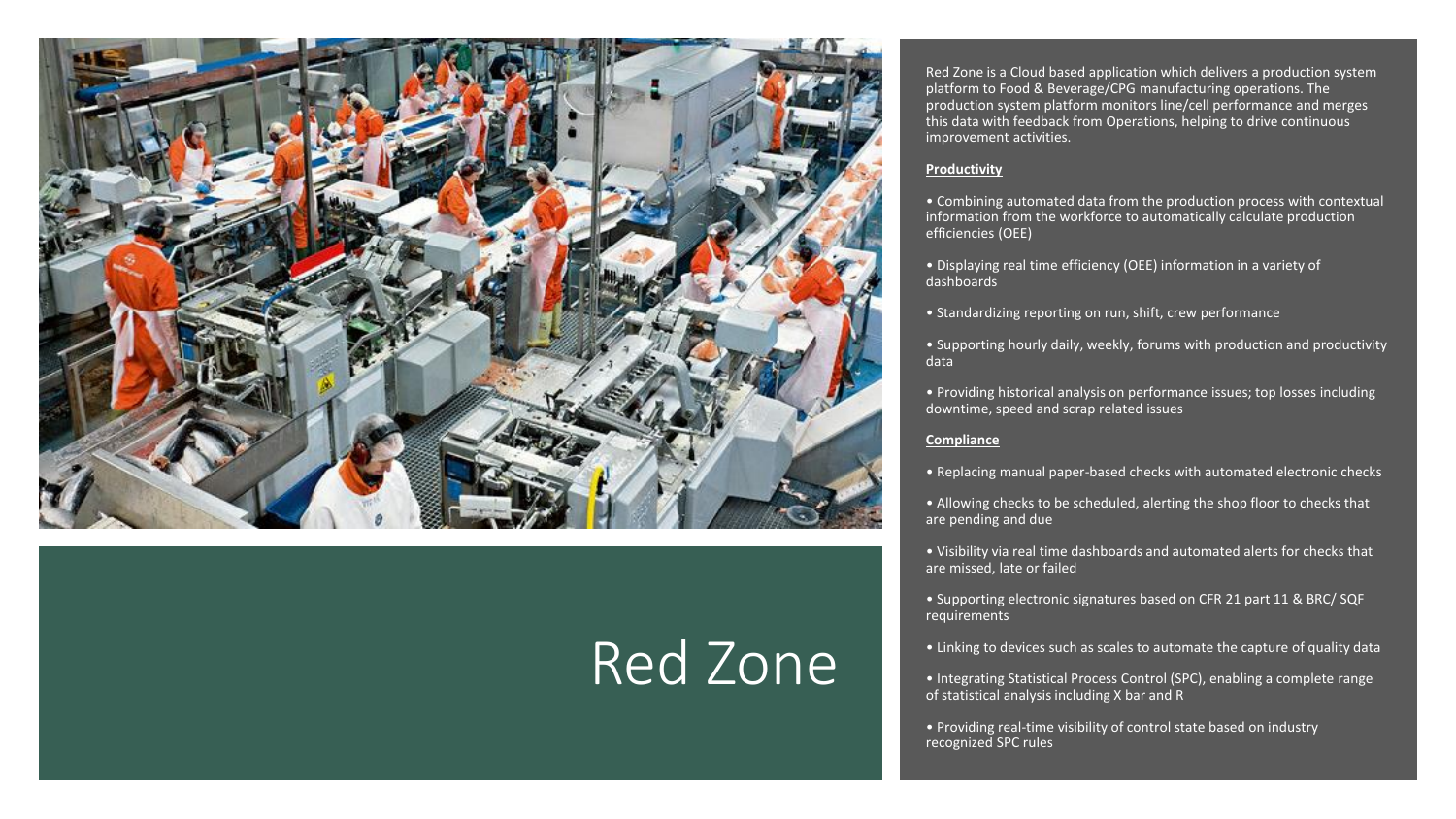# Red Zone

Red Zone is a Cloud based application which delivers a production system platform to Food & Beverage/CPG manufacturing operations. The production system platform monitors line/cell performance and merges this data with feedback from Operations, helping to drive continuous improvement activities.

**Productivity**

- Combining automated data from the production process with contextual information from the workforce to automatically calculate production efficiencies (OEE)
- Displaying real time efficiency (OEE) information in a variety of dashboards
- Standardizing reporting on run, shift, crew performance
- Supporting hourly daily, weekly, forums with production and productivity data
- Providing historical analysis on performance issues; top losses including downtime, speed and scrap related issues

**Compliance**

- Replacing manual paper-based checks with automated electronic checks
- Allowing checks to be scheduled, alerting the shop floor to checks that are pending and due
- Visibility via real time dashboards and automated alerts for checks that are missed, late or failed
- Supporting electronic signatures based on CFR 21 part 11 & BRC/ SQF requirements
- Linking to devices such as scales to automate the capture of quality data
- Integrating Statistical Process Control (SPC), enabling a complete range of statistical analysis including X bar and R
- Providing real-time visibility of control state based on industry recognized SPC rules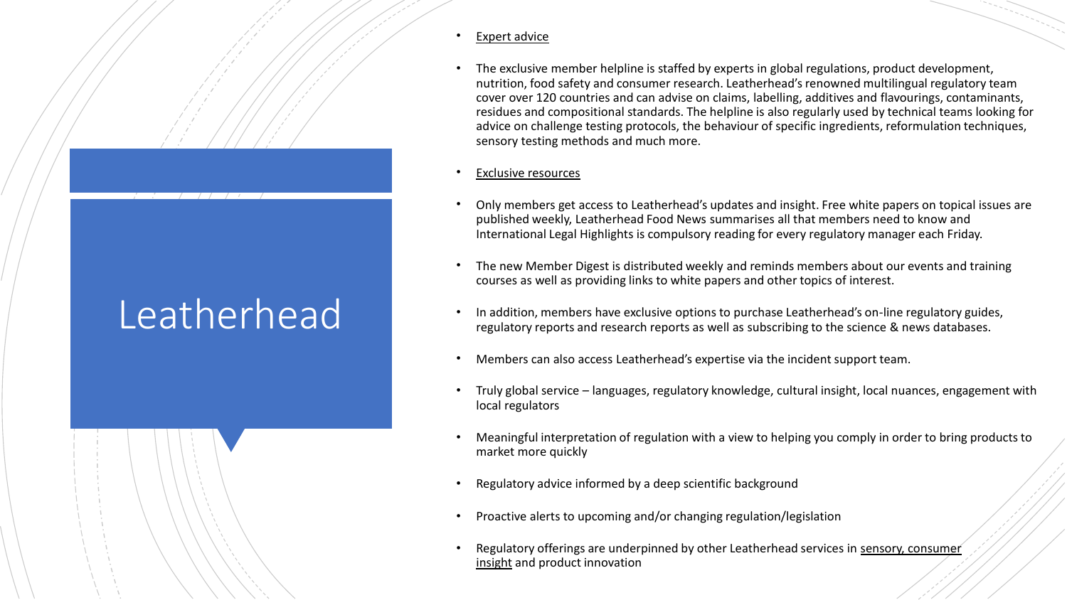# Leatherhead

- Expert advice

- The exclusive member helpline is staffed by experts in global regulations, product development, nutrition, food safety and consumer research. Leatherhead's renowned multilingual regulatory team cover over 120 countries and can advise on claims, labelling, additives and flavourings, contaminants, residues and compositional standards. The helpline is also regularly used by technical teams looking for advice on challenge testing protocols, the behaviour of specific ingredients, reformulation techniques, sensory testing methods and much more.

- Exclusive resources

- Only members get access to Leatherhead's updates and insight. Free white papers on topical issues are published weekly, Leatherhead Food News summarises all that members need to know and International Legal Highlights is compulsory reading for every regulatory manager each Friday.

- The new Member Digest is distributed weekly and reminds members about our events and training courses as well as providing links to white papers and other topics of interest.

- In addition, members have exclusive options to purchase Leatherhead's on-line regulatory guides, regulatory reports and research reports as well as subscribing to the science & news databases.

- Members can also access Leatherhead's expertise via the incident support team.

- Truly global service – languages, regulatory knowledge, cultural insight, local nuances, engagement with local regulators

- Meaningful interpretation of regulation with a view to helping you comply in order to bring products to market more quickly

- Regulatory advice informed by a deep scientific background

- Proactive alerts to upcoming and/or changing regulation/legislation

- Regulatory offerings are underpinned by other Leatherhead services in sensory, consumer insight and product innovation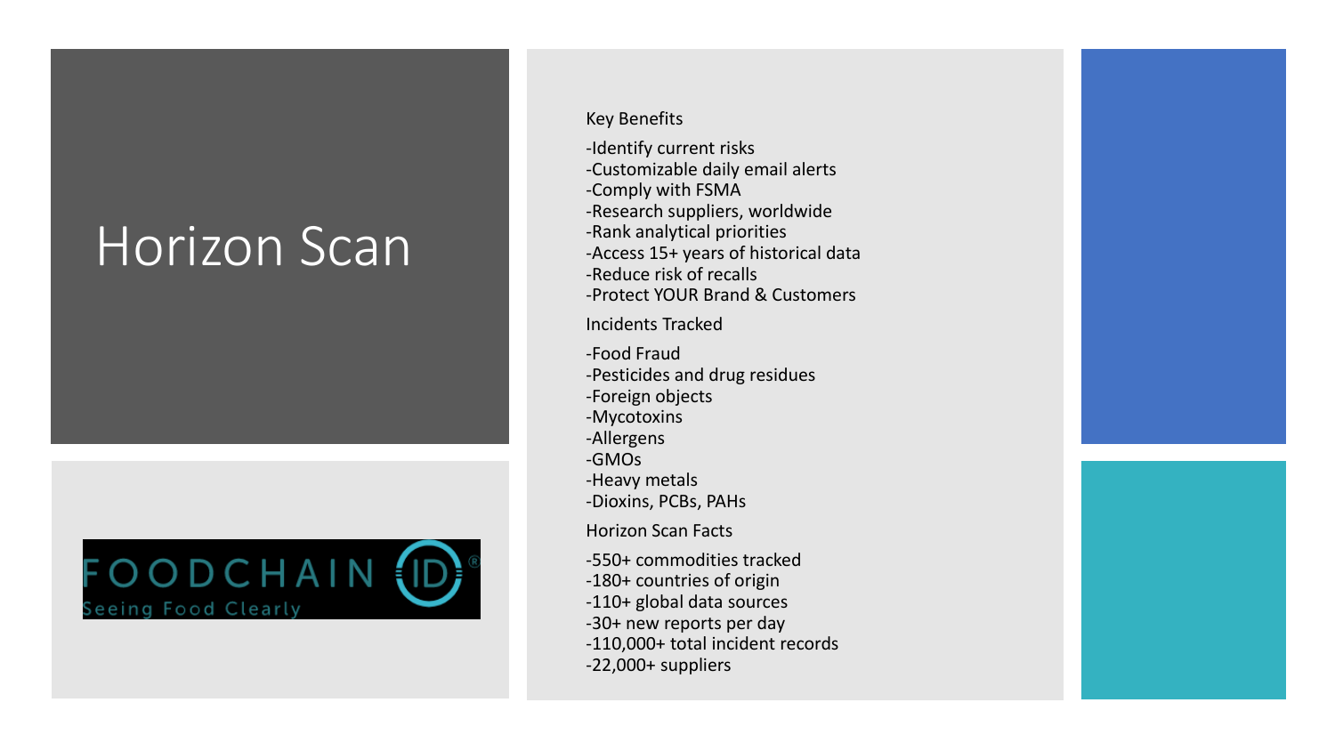# Horizon Scan

FOODCHAIN ID
Seeing Food Clearly

Key Benefits

-Identify current risks
-Customizable daily email alerts
-Comply with FSMA
-Research suppliers, worldwide
-Rank analytical priorities
-Access 15+ years of historical data
-Reduce risk of recalls
-Protect YOUR Brand & Customers

Incidents Tracked

-Food Fraud
-Pesticides and drug residues
-Foreign objects
-Mycotoxins
-Allergens
-GMOs
-Heavy metals
-Dioxins, PCBs, PAHs

Horizon Scan Facts

-550+ commodities tracked
-180+ countries of origin
-110+ global data sources
-30+ new reports per day
-110,000+ total incident records
-22,000+ suppliers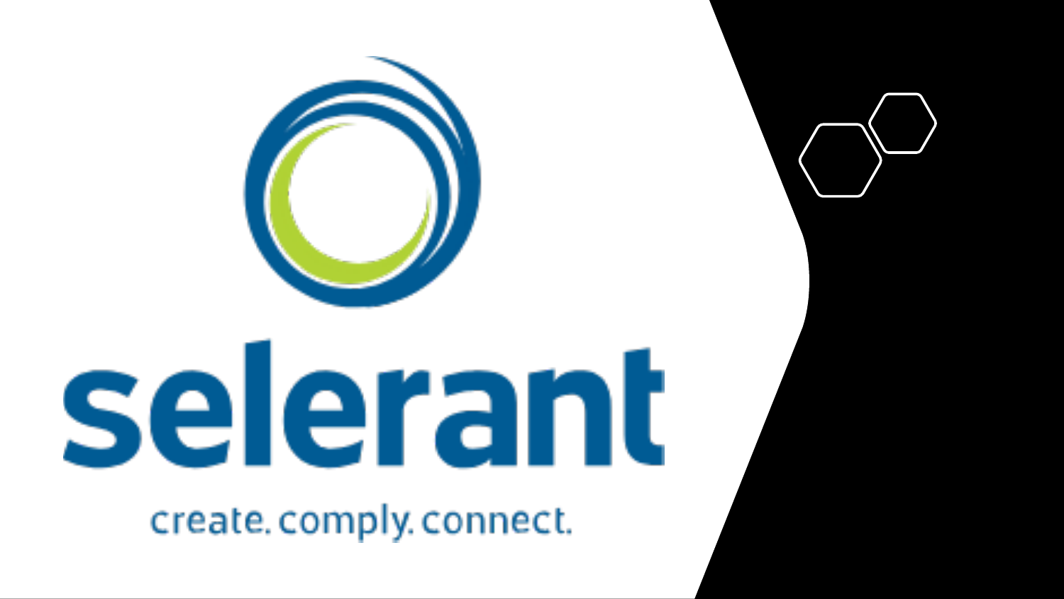selerant

create. comply. connect.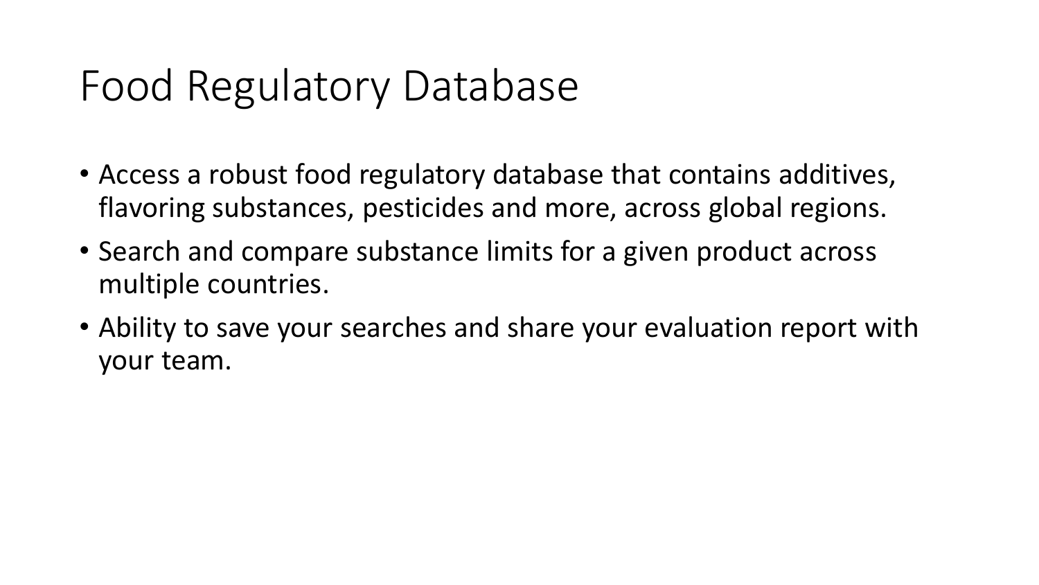# Food Regulatory Database

- Access a robust food regulatory database that contains additives, flavoring substances, pesticides and more, across global regions.
- Search and compare substance limits for a given product across multiple countries.
- Ability to save your searches and share your evaluation report with your team.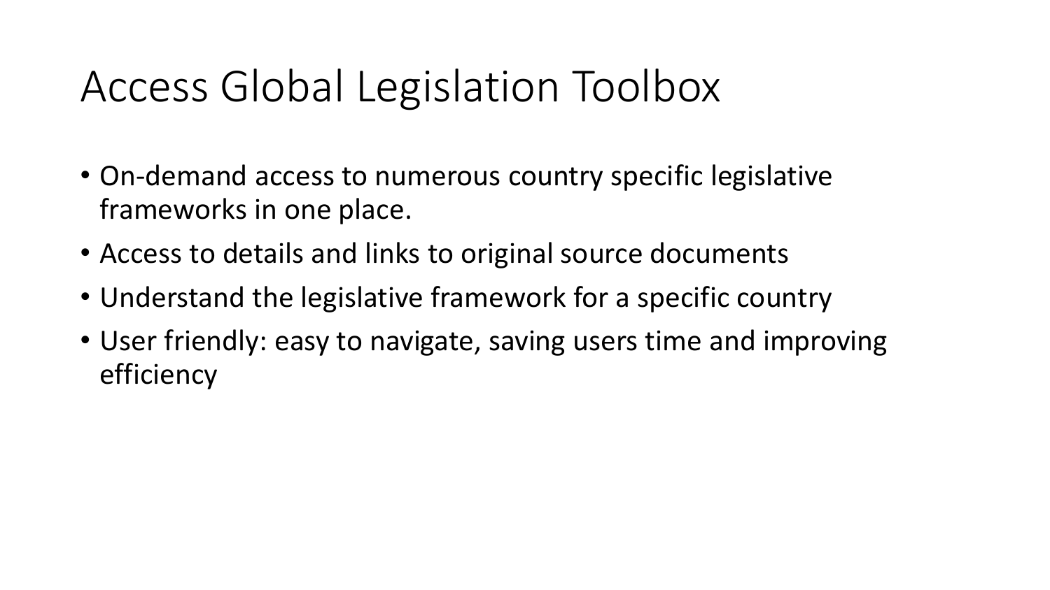# Access Global Legislation Toolbox

- On-demand access to numerous country specific legislative frameworks in one place.
- Access to details and links to original source documents
- Understand the legislative framework for a specific country
- User friendly: easy to navigate, saving users time and improving efficiency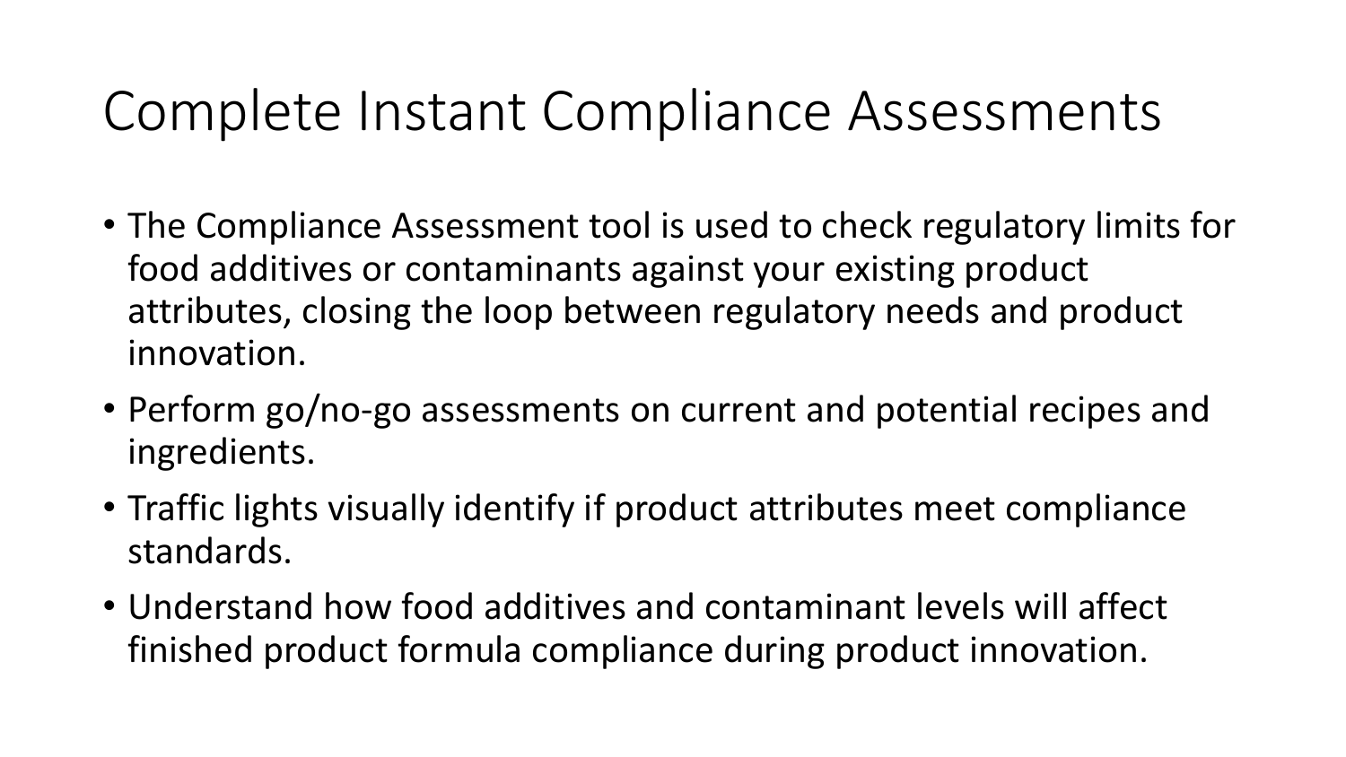# Complete Instant Compliance Assessments

- The Compliance Assessment tool is used to check regulatory limits for food additives or contaminants against your existing product attributes, closing the loop between regulatory needs and product innovation.
- Perform go/no-go assessments on current and potential recipes and ingredients.
- Traffic lights visually identify if product attributes meet compliance standards.
- Understand how food additives and contaminant levels will affect finished product formula compliance during product innovation.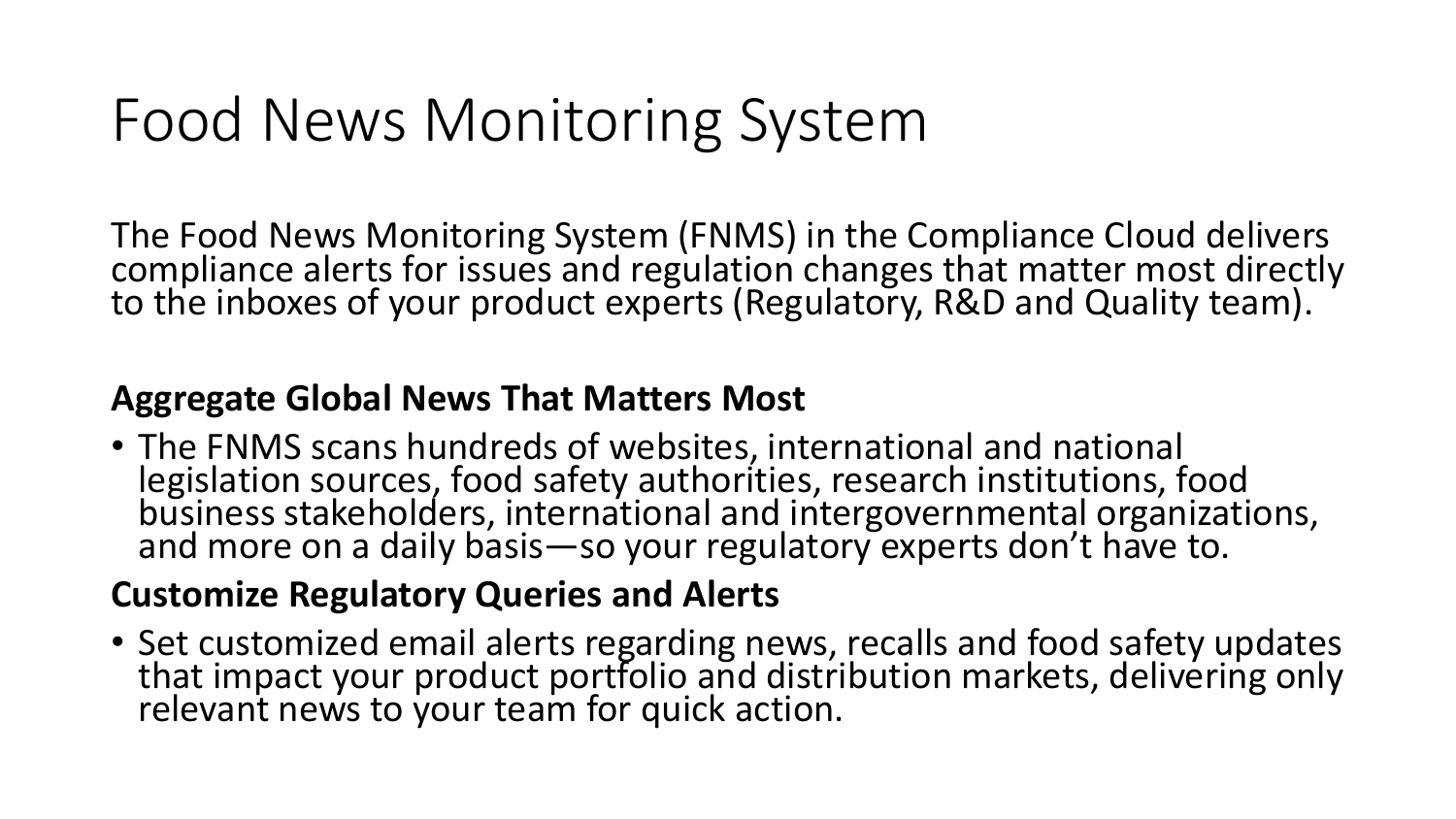# Food News Monitoring System

The Food News Monitoring System (FNMS) in the Compliance Cloud delivers compliance alerts for issues and regulation changes that matter most directly to the inboxes of your product experts (Regulatory, R&D and Quality team).

**Aggregate Global News That Matters Most**

- The FNMS scans hundreds of websites, international and national legislation sources, food safety authorities, research institutions, food business stakeholders, international and intergovernmental organizations, and more on a daily basis—so your regulatory experts don't have to.

**Customize Regulatory Queries and Alerts**

- Set customized email alerts regarding news, recalls and food safety updates that impact your product portfolio and distribution markets, delivering only relevant news to your team for quick action.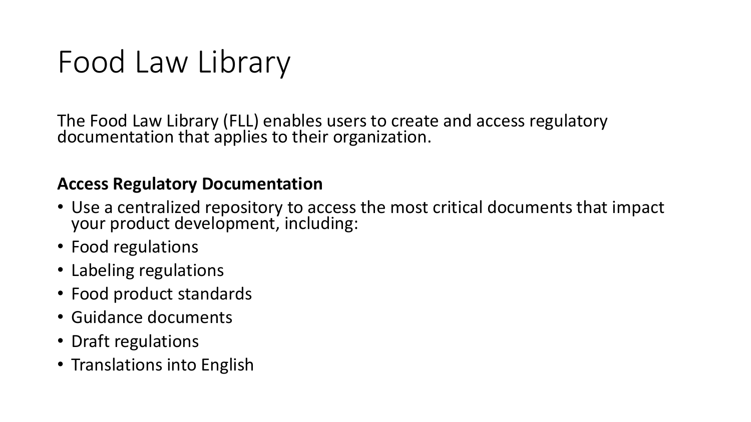# Food Law Library

The Food Law Library (FLL) enables users to create and access regulatory documentation that applies to their organization.

**Access Regulatory Documentation**

- Use a centralized repository to access the most critical documents that impact your product development, including:
- Food regulations
- Labeling regulations
- Food product standards
- Guidance documents
- Draft regulations
- Translations into English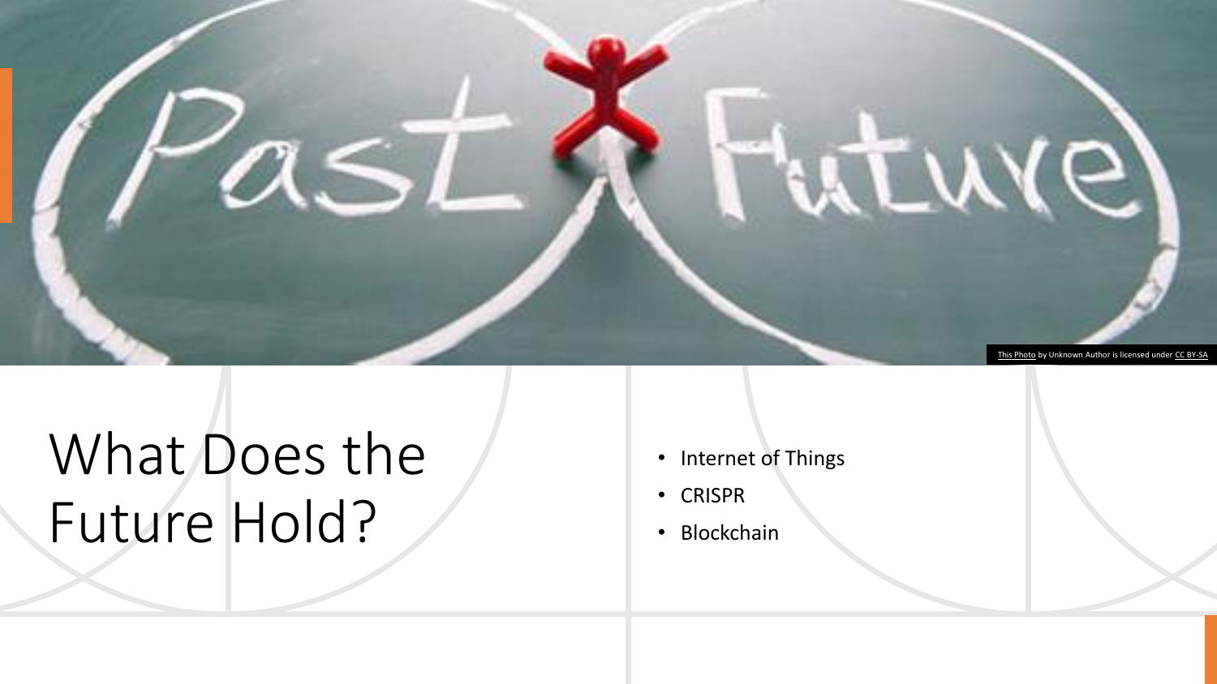This Photo by Unknown Author is licensed under CC BY-SA

# What Does the Future Hold?

- Internet of Things
- CRISPR
- Blockchain